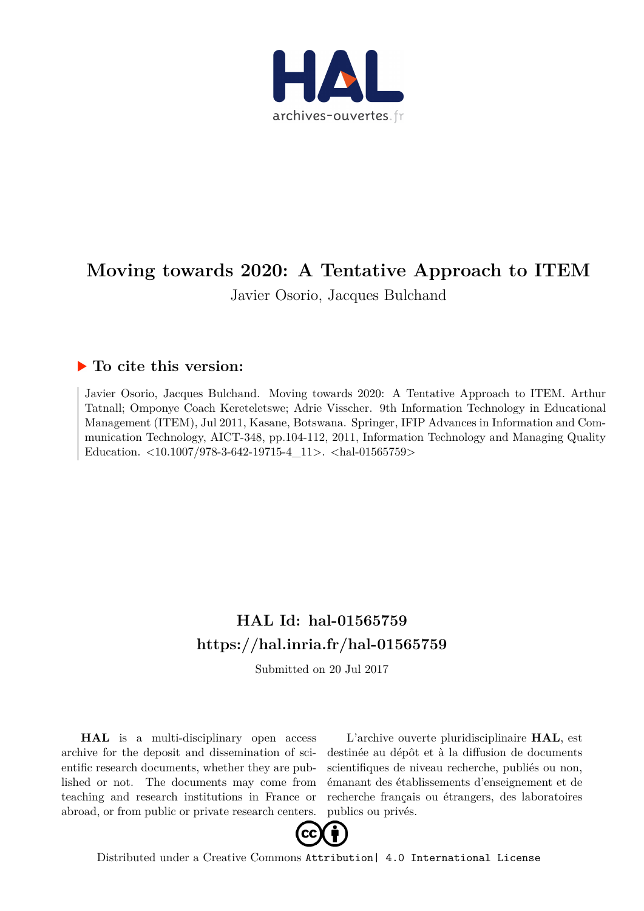# Moving towards 2020: A Tentative Approach to ITEM

Javier Osorio, Jacques Bulchand

## To cite this version:

Javier Osorio, Jacques Bulchand. Moving towards 2020: A Tentative Approach to ITEM. Arthur Tatnall; Omponye Coach Kereteletswe; Adrie Visscher. 9th Information Technology in Educational Management (ITEM), Jul 2011, Kasane, Botswana. Springer, IFIP Advances in Information and Communication Technology, AICT-348, pp.104-112, 2011, Information Technology and Managing Quality Education. <10.1007/978-3-642-19715-4_11>. <hal-01565759>

## HAL Id: hal-01565759

## https://hal.inria.fr/hal-01565759

Submitted on 20 Jul 2017

**HAL** is a multi-disciplinary open access archive for the deposit and dissemination of scientific research documents, whether they are published or not. The documents may come from teaching and research institutions in France or abroad, or from public or private research centers.

L'archive ouverte pluridisciplinaire **HAL**, est destinée au dépôt et à la diffusion de documents scientifiques de niveau recherche, publiés ou non, émanant des établissements d'enseignement et de recherche français ou étrangers, des laboratoires publics ou privés.

Distributed under a Creative Commons Attribution| 4.0 International License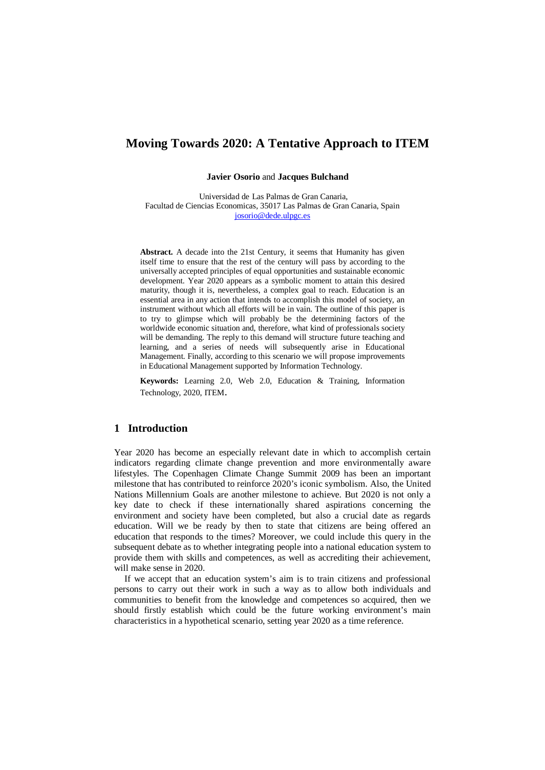# Moving Towards 2020: A Tentative Approach to ITEM

**Javier Osorio** and **Jacques Bulchand**

Universidad de Las Palmas de Gran Canaria,
Facultad de Ciencias Economicas, 35017 Las Palmas de Gran Canaria, Spain
josorio@dede.ulpgc.es

**Abstract.** A decade into the 21st Century, it seems that Humanity has given itself time to ensure that the rest of the century will pass by according to the universally accepted principles of equal opportunities and sustainable economic development. Year 2020 appears as a symbolic moment to attain this desired maturity, though it is, nevertheless, a complex goal to reach. Education is an essential area in any action that intends to accomplish this model of society, an instrument without which all efforts will be in vain. The outline of this paper is to try to glimpse which will probably be the determining factors of the worldwide economic situation and, therefore, what kind of professionals society will be demanding. The reply to this demand will structure future teaching and learning, and a series of needs will subsequently arise in Educational Management. Finally, according to this scenario we will propose improvements in Educational Management supported by Information Technology.

**Keywords:** Learning 2.0, Web 2.0, Education & Training, Information Technology, 2020, ITEM.

## 1 Introduction

Year 2020 has become an especially relevant date in which to accomplish certain indicators regarding climate change prevention and more environmentally aware lifestyles. The Copenhagen Climate Change Summit 2009 has been an important milestone that has contributed to reinforce 2020's iconic symbolism. Also, the United Nations Millennium Goals are another milestone to achieve. But 2020 is not only a key date to check if these internationally shared aspirations concerning the environment and society have been completed, but also a crucial date as regards education. Will we be ready by then to state that citizens are being offered an education that responds to the times? Moreover, we could include this query in the subsequent debate as to whether integrating people into a national education system to provide them with skills and competences, as well as accrediting their achievement, will make sense in 2020.

If we accept that an education system's aim is to train citizens and professional persons to carry out their work in such a way as to allow both individuals and communities to benefit from the knowledge and competences so acquired, then we should firstly establish which could be the future working environment's main characteristics in a hypothetical scenario, setting year 2020 as a time reference.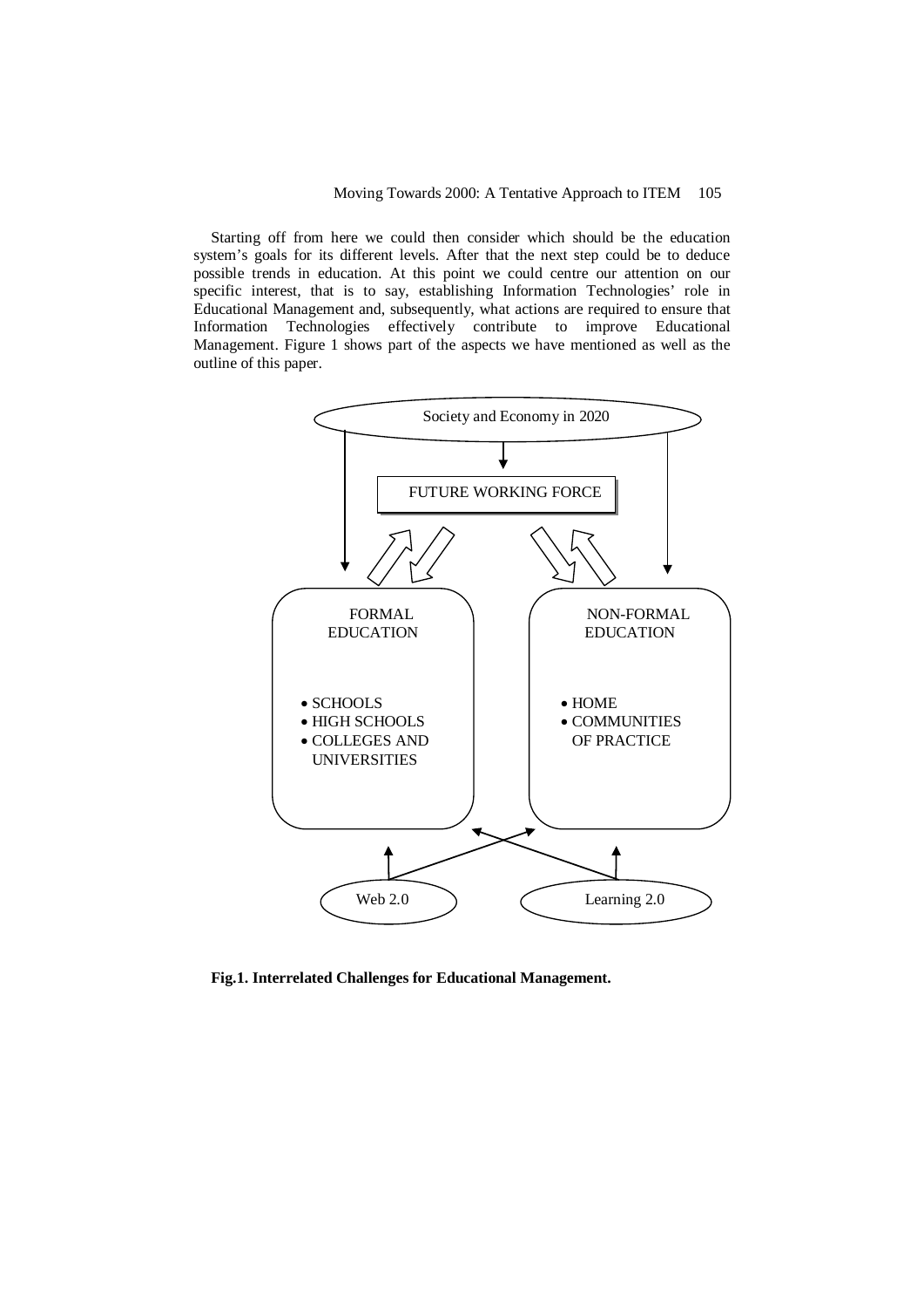Starting off from here we could then consider which should be the education system's goals for its different levels. After that the next step could be to deduce possible trends in education. At this point we could centre our attention on our specific interest, that is to say, establishing Information Technologies' role in Educational Management and, subsequently, what actions are required to ensure that Information Technologies effectively contribute to improve Educational Management. Figure 1 shows part of the aspects we have mentioned as well as the outline of this paper.

Society and Economy in 2020

FUTURE WORKING FORCE

FORMAL EDUCATION

- SCHOOLS
- HIGH SCHOOLS
- COLLEGES AND UNIVERSITIES

NON-FORMAL EDUCATION

- HOME
- COMMUNITIES OF PRACTICE

Web 2.0

Learning 2.0

**Fig.1. Interrelated Challenges for Educational Management.**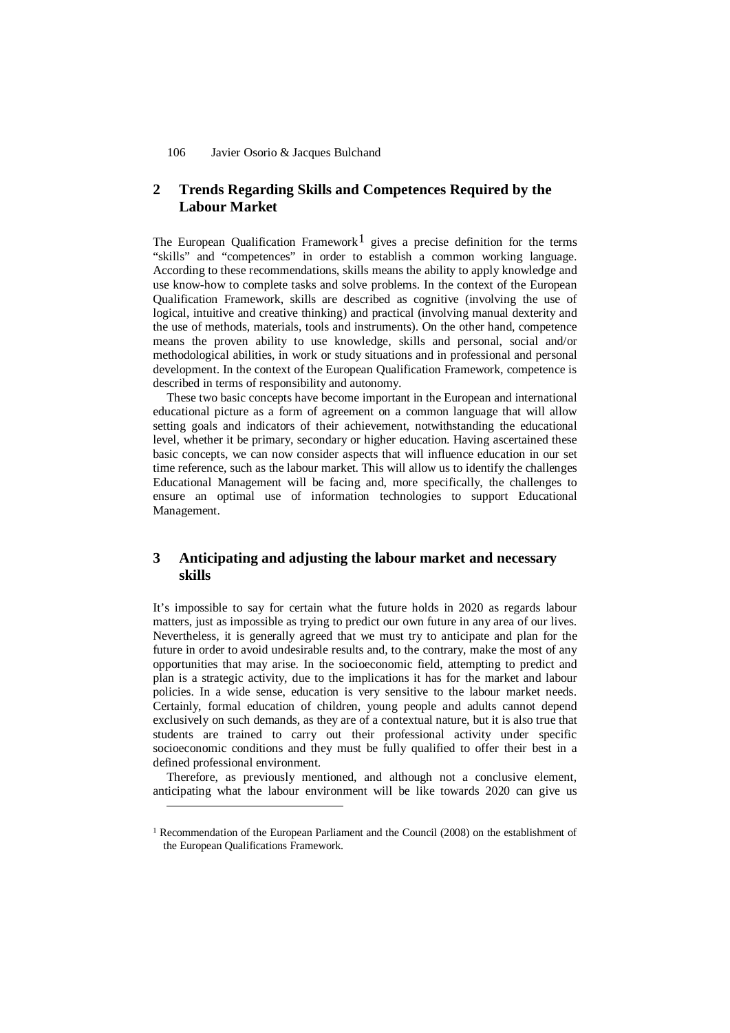## 2 Trends Regarding Skills and Competences Required by the Labour Market

The European Qualification Framework[1] gives a precise definition for the terms "skills" and "competences" in order to establish a common working language. According to these recommendations, skills means the ability to apply knowledge and use know-how to complete tasks and solve problems. In the context of the European Qualification Framework, skills are described as cognitive (involving the use of logical, intuitive and creative thinking) and practical (involving manual dexterity and the use of methods, materials, tools and instruments). On the other hand, competence means the proven ability to use knowledge, skills and personal, social and/or methodological abilities, in work or study situations and in professional and personal development. In the context of the European Qualification Framework, competence is described in terms of responsibility and autonomy.

These two basic concepts have become important in the European and international educational picture as a form of agreement on a common language that will allow setting goals and indicators of their achievement, notwithstanding the educational level, whether it be primary, secondary or higher education. Having ascertained these basic concepts, we can now consider aspects that will influence education in our set time reference, such as the labour market. This will allow us to identify the challenges Educational Management will be facing and, more specifically, the challenges to ensure an optimal use of information technologies to support Educational Management.

## 3 Anticipating and adjusting the labour market and necessary skills

It's impossible to say for certain what the future holds in 2020 as regards labour matters, just as impossible as trying to predict our own future in any area of our lives. Nevertheless, it is generally agreed that we must try to anticipate and plan for the future in order to avoid undesirable results and, to the contrary, make the most of any opportunities that may arise. In the socioeconomic field, attempting to predict and plan is a strategic activity, due to the implications it has for the market and labour policies. In a wide sense, education is very sensitive to the labour market needs. Certainly, formal education of children, young people and adults cannot depend exclusively on such demands, as they are of a contextual nature, but it is also true that students are trained to carry out their professional activity under specific socioeconomic conditions and they must be fully qualified to offer their best in a defined professional environment.

Therefore, as previously mentioned, and although not a conclusive element, anticipating what the labour environment will be like towards 2020 can give us

[1] Recommendation of the European Parliament and the Council (2008) on the establishment of the European Qualifications Framework.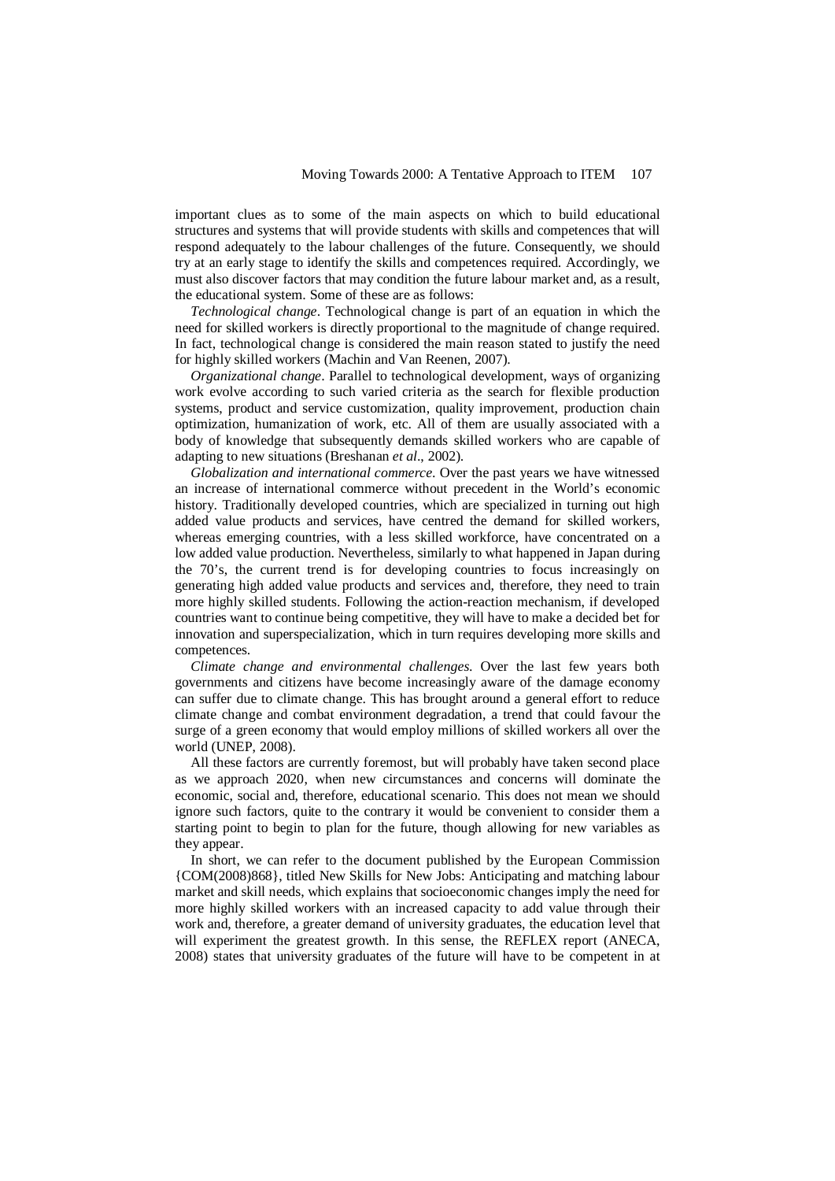important clues as to some of the main aspects on which to build educational structures and systems that will provide students with skills and competences that will respond adequately to the labour challenges of the future. Consequently, we should try at an early stage to identify the skills and competences required. Accordingly, we must also discover factors that may condition the future labour market and, as a result, the educational system. Some of these are as follows:

*Technological change*. Technological change is part of an equation in which the need for skilled workers is directly proportional to the magnitude of change required. In fact, technological change is considered the main reason stated to justify the need for highly skilled workers (Machin and Van Reenen, 2007).

*Organizational change*. Parallel to technological development, ways of organizing work evolve according to such varied criteria as the search for flexible production systems, product and service customization, quality improvement, production chain optimization, humanization of work, etc. All of them are usually associated with a body of knowledge that subsequently demands skilled workers who are capable of adapting to new situations (Breshanan *et al*., 2002).

*Globalization and international commerce*. Over the past years we have witnessed an increase of international commerce without precedent in the World's economic history. Traditionally developed countries, which are specialized in turning out high added value products and services, have centred the demand for skilled workers, whereas emerging countries, with a less skilled workforce, have concentrated on a low added value production. Nevertheless, similarly to what happened in Japan during the 70's, the current trend is for developing countries to focus increasingly on generating high added value products and services and, therefore, they need to train more highly skilled students. Following the action-reaction mechanism, if developed countries want to continue being competitive, they will have to make a decided bet for innovation and superspecialization, which in turn requires developing more skills and competences.

*Climate change and environmental challenges*. Over the last few years both governments and citizens have become increasingly aware of the damage economy can suffer due to climate change. This has brought around a general effort to reduce climate change and combat environment degradation, a trend that could favour the surge of a green economy that would employ millions of skilled workers all over the world (UNEP, 2008).

All these factors are currently foremost, but will probably have taken second place as we approach 2020, when new circumstances and concerns will dominate the economic, social and, therefore, educational scenario. This does not mean we should ignore such factors, quite to the contrary it would be convenient to consider them a starting point to begin to plan for the future, though allowing for new variables as they appear.

In short, we can refer to the document published by the European Commission {COM(2008)868}, titled New Skills for New Jobs: Anticipating and matching labour market and skill needs, which explains that socioeconomic changes imply the need for more highly skilled workers with an increased capacity to add value through their work and, therefore, a greater demand of university graduates, the education level that will experiment the greatest growth. In this sense, the REFLEX report (ANECA, 2008) states that university graduates of the future will have to be competent in at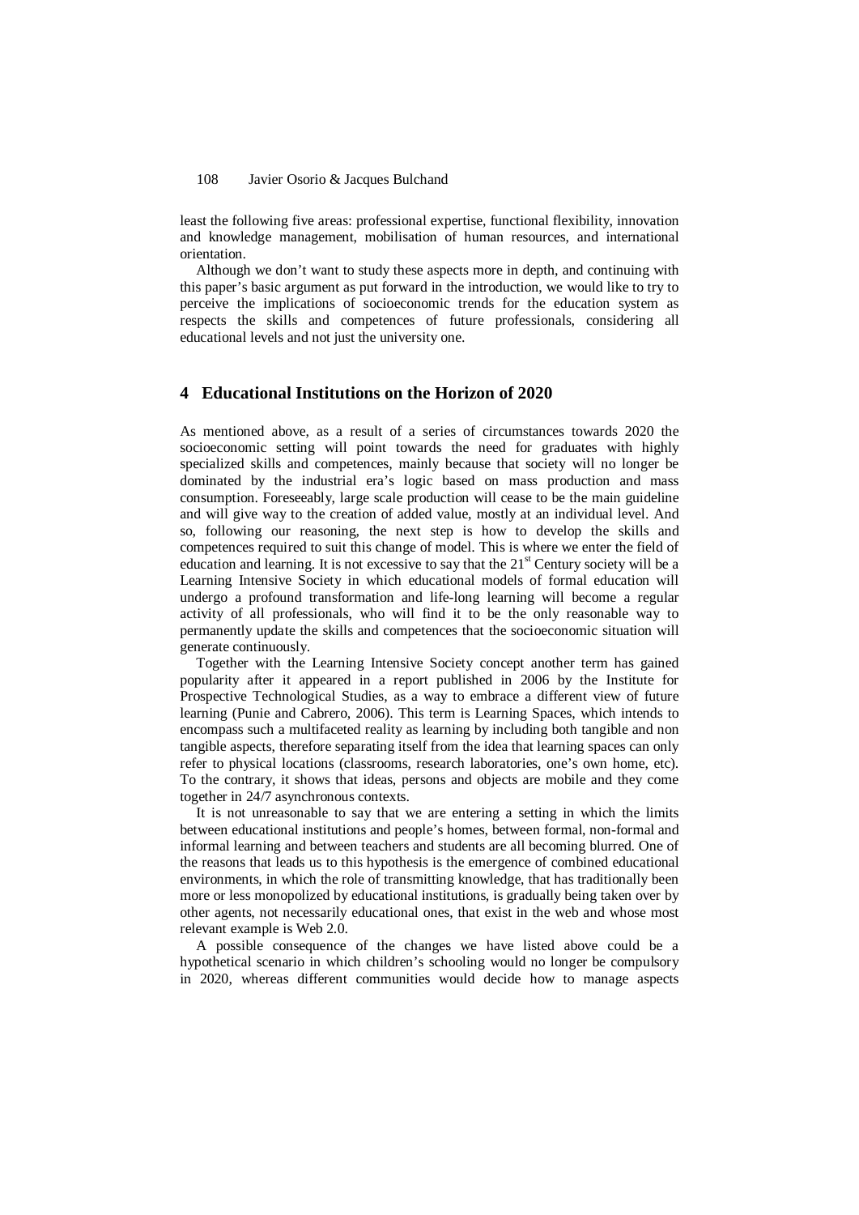least the following five areas: professional expertise, functional flexibility, innovation and knowledge management, mobilisation of human resources, and international orientation.

Although we don't want to study these aspects more in depth, and continuing with this paper's basic argument as put forward in the introduction, we would like to try to perceive the implications of socioeconomic trends for the education system as respects the skills and competences of future professionals, considering all educational levels and not just the university one.

## 4 Educational Institutions on the Horizon of 2020

As mentioned above, as a result of a series of circumstances towards 2020 the socioeconomic setting will point towards the need for graduates with highly specialized skills and competences, mainly because that society will no longer be dominated by the industrial era's logic based on mass production and mass consumption. Foreseeably, large scale production will cease to be the main guideline and will give way to the creation of added value, mostly at an individual level. And so, following our reasoning, the next step is how to develop the skills and competences required to suit this change of model. This is where we enter the field of education and learning. It is not excessive to say that the 21st Century society will be a Learning Intensive Society in which educational models of formal education will undergo a profound transformation and life-long learning will become a regular activity of all professionals, who will find it to be the only reasonable way to permanently update the skills and competences that the socioeconomic situation will generate continuously.

Together with the Learning Intensive Society concept another term has gained popularity after it appeared in a report published in 2006 by the Institute for Prospective Technological Studies, as a way to embrace a different view of future learning (Punie and Cabrero, 2006). This term is Learning Spaces, which intends to encompass such a multifaceted reality as learning by including both tangible and non tangible aspects, therefore separating itself from the idea that learning spaces can only refer to physical locations (classrooms, research laboratories, one's own home, etc). To the contrary, it shows that ideas, persons and objects are mobile and they come together in 24/7 asynchronous contexts.

It is not unreasonable to say that we are entering a setting in which the limits between educational institutions and people's homes, between formal, non-formal and informal learning and between teachers and students are all becoming blurred. One of the reasons that leads us to this hypothesis is the emergence of combined educational environments, in which the role of transmitting knowledge, that has traditionally been more or less monopolized by educational institutions, is gradually being taken over by other agents, not necessarily educational ones, that exist in the web and whose most relevant example is Web 2.0.

A possible consequence of the changes we have listed above could be a hypothetical scenario in which children's schooling would no longer be compulsory in 2020, whereas different communities would decide how to manage aspects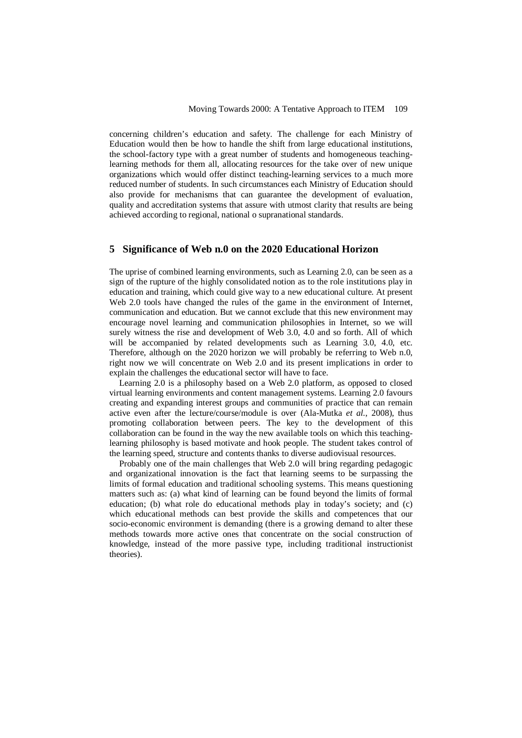concerning children's education and safety. The challenge for each Ministry of Education would then be how to handle the shift from large educational institutions, the school-factory type with a great number of students and homogeneous teaching-learning methods for them all, allocating resources for the take over of new unique organizations which would offer distinct teaching-learning services to a much more reduced number of students. In such circumstances each Ministry of Education should also provide for mechanisms that can guarantee the development of evaluation, quality and accreditation systems that assure with utmost clarity that results are being achieved according to regional, national o supranational standards.

## 5 Significance of Web n.0 on the 2020 Educational Horizon

The uprise of combined learning environments, such as Learning 2.0, can be seen as a sign of the rupture of the highly consolidated notion as to the role institutions play in education and training, which could give way to a new educational culture. At present Web 2.0 tools have changed the rules of the game in the environment of Internet, communication and education. But we cannot exclude that this new environment may encourage novel learning and communication philosophies in Internet, so we will surely witness the rise and development of Web 3.0, 4.0 and so forth. All of which will be accompanied by related developments such as Learning 3.0, 4.0, etc. Therefore, although on the 2020 horizon we will probably be referring to Web n.0, right now we will concentrate on Web 2.0 and its present implications in order to explain the challenges the educational sector will have to face.

Learning 2.0 is a philosophy based on a Web 2.0 platform, as opposed to closed virtual learning environments and content management systems. Learning 2.0 favours creating and expanding interest groups and communities of practice that can remain active even after the lecture/course/module is over (Ala-Mutka *et al.*, 2008), thus promoting collaboration between peers. The key to the development of this collaboration can be found in the way the new available tools on which this teaching-learning philosophy is based motivate and hook people. The student takes control of the learning speed, structure and contents thanks to diverse audiovisual resources.

Probably one of the main challenges that Web 2.0 will bring regarding pedagogic and organizational innovation is the fact that learning seems to be surpassing the limits of formal education and traditional schooling systems. This means questioning matters such as: (a) what kind of learning can be found beyond the limits of formal education; (b) what role do educational methods play in today's society; and (c) which educational methods can best provide the skills and competences that our socio-economic environment is demanding (there is a growing demand to alter these methods towards more active ones that concentrate on the social construction of knowledge, instead of the more passive type, including traditional instructionist theories).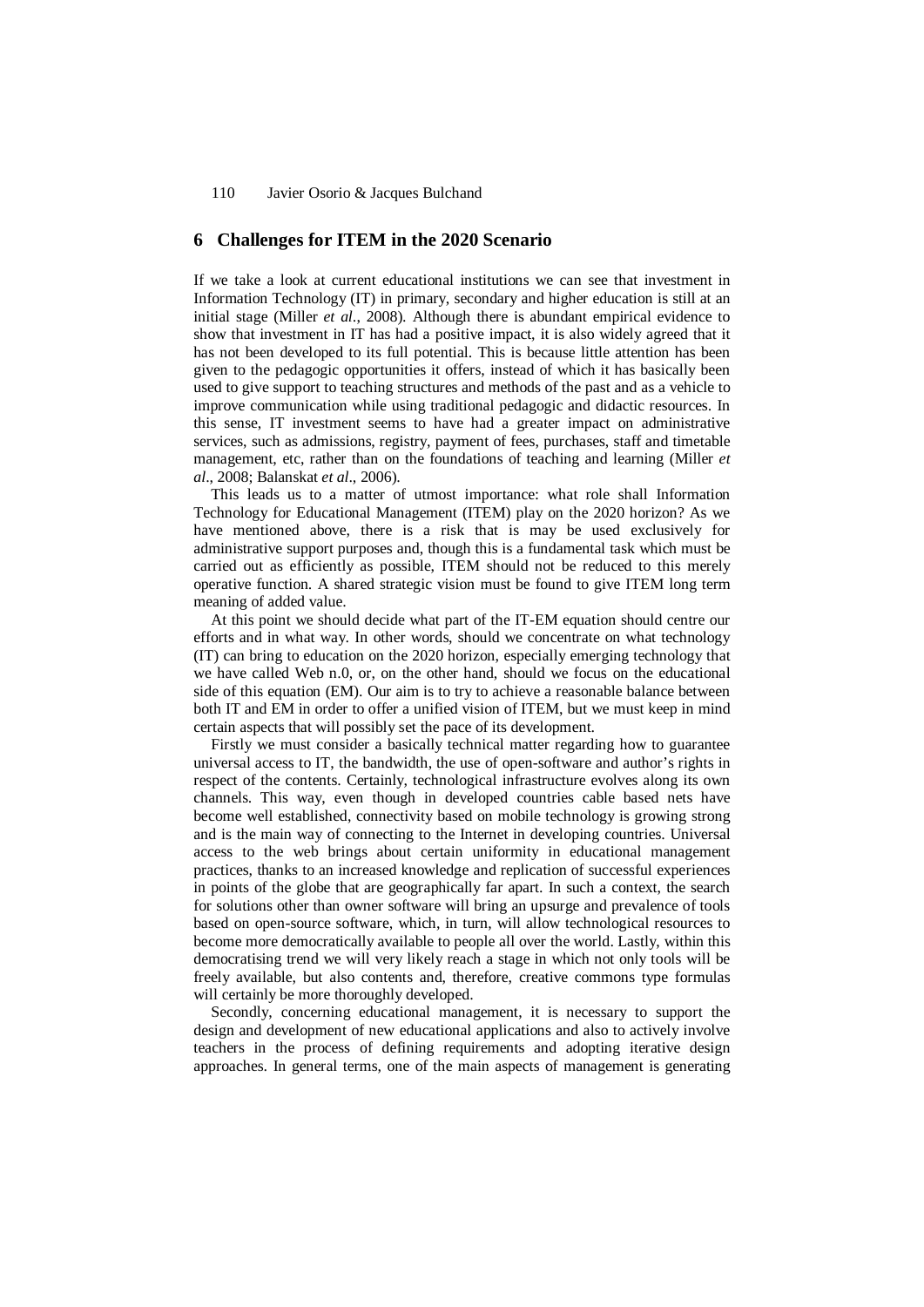## 6 Challenges for ITEM in the 2020 Scenario

If we take a look at current educational institutions we can see that investment in Information Technology (IT) in primary, secondary and higher education is still at an initial stage (Miller *et al*., 2008). Although there is abundant empirical evidence to show that investment in IT has had a positive impact, it is also widely agreed that it has not been developed to its full potential. This is because little attention has been given to the pedagogic opportunities it offers, instead of which it has basically been used to give support to teaching structures and methods of the past and as a vehicle to improve communication while using traditional pedagogic and didactic resources. In this sense, IT investment seems to have had a greater impact on administrative services, such as admissions, registry, payment of fees, purchases, staff and timetable management, etc, rather than on the foundations of teaching and learning (Miller *et al*., 2008; Balanskat *et al*., 2006).

This leads us to a matter of utmost importance: what role shall Information Technology for Educational Management (ITEM) play on the 2020 horizon? As we have mentioned above, there is a risk that is may be used exclusively for administrative support purposes and, though this is a fundamental task which must be carried out as efficiently as possible, ITEM should not be reduced to this merely operative function. A shared strategic vision must be found to give ITEM long term meaning of added value.

At this point we should decide what part of the IT-EM equation should centre our efforts and in what way. In other words, should we concentrate on what technology (IT) can bring to education on the 2020 horizon, especially emerging technology that we have called Web n.0, or, on the other hand, should we focus on the educational side of this equation (EM). Our aim is to try to achieve a reasonable balance between both IT and EM in order to offer a unified vision of ITEM, but we must keep in mind certain aspects that will possibly set the pace of its development.

Firstly we must consider a basically technical matter regarding how to guarantee universal access to IT, the bandwidth, the use of open-software and author's rights in respect of the contents. Certainly, technological infrastructure evolves along its own channels. This way, even though in developed countries cable based nets have become well established, connectivity based on mobile technology is growing strong and is the main way of connecting to the Internet in developing countries. Universal access to the web brings about certain uniformity in educational management practices, thanks to an increased knowledge and replication of successful experiences in points of the globe that are geographically far apart. In such a context, the search for solutions other than owner software will bring an upsurge and prevalence of tools based on open-source software, which, in turn, will allow technological resources to become more democratically available to people all over the world. Lastly, within this democratising trend we will very likely reach a stage in which not only tools will be freely available, but also contents and, therefore, creative commons type formulas will certainly be more thoroughly developed.

Secondly, concerning educational management, it is necessary to support the design and development of new educational applications and also to actively involve teachers in the process of defining requirements and adopting iterative design approaches. In general terms, one of the main aspects of management is generating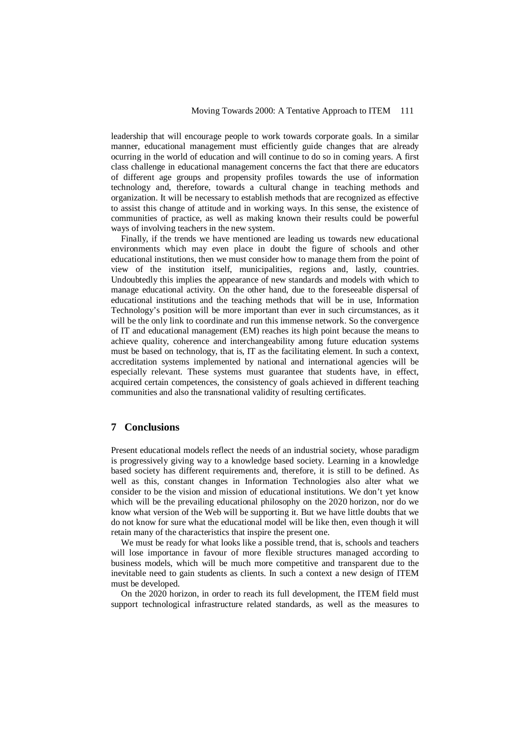leadership that will encourage people to work towards corporate goals. In a similar manner, educational management must efficiently guide changes that are already ocurring in the world of education and will continue to do so in coming years. A first class challenge in educational management concerns the fact that there are educators of different age groups and propensity profiles towards the use of information technology and, therefore, towards a cultural change in teaching methods and organization. It will be necessary to establish methods that are recognized as effective to assist this change of attitude and in working ways. In this sense, the existence of communities of practice, as well as making known their results could be powerful ways of involving teachers in the new system.

Finally, if the trends we have mentioned are leading us towards new educational environments which may even place in doubt the figure of schools and other educational institutions, then we must consider how to manage them from the point of view of the institution itself, municipalities, regions and, lastly, countries. Undoubtedly this implies the appearance of new standards and models with which to manage educational activity. On the other hand, due to the foreseeable dispersal of educational institutions and the teaching methods that will be in use, Information Technology's position will be more important than ever in such circumstances, as it will be the only link to coordinate and run this immense network. So the convergence of IT and educational management (EM) reaches its high point because the means to achieve quality, coherence and interchangeability among future education systems must be based on technology, that is, IT as the facilitating element. In such a context, accreditation systems implemented by national and international agencies will be especially relevant. These systems must guarantee that students have, in effect, acquired certain competences, the consistency of goals achieved in different teaching communities and also the transnational validity of resulting certificates.

## 7 Conclusions

Present educational models reflect the needs of an industrial society, whose paradigm is progressively giving way to a knowledge based society. Learning in a knowledge based society has different requirements and, therefore, it is still to be defined. As well as this, constant changes in Information Technologies also alter what we consider to be the vision and mission of educational institutions. We don't yet know which will be the prevailing educational philosophy on the 2020 horizon, nor do we know what version of the Web will be supporting it. But we have little doubts that we do not know for sure what the educational model will be like then, even though it will retain many of the characteristics that inspire the present one.

We must be ready for what looks like a possible trend, that is, schools and teachers will lose importance in favour of more flexible structures managed according to business models, which will be much more competitive and transparent due to the inevitable need to gain students as clients. In such a context a new design of ITEM must be developed.

On the 2020 horizon, in order to reach its full development, the ITEM field must support technological infrastructure related standards, as well as the measures to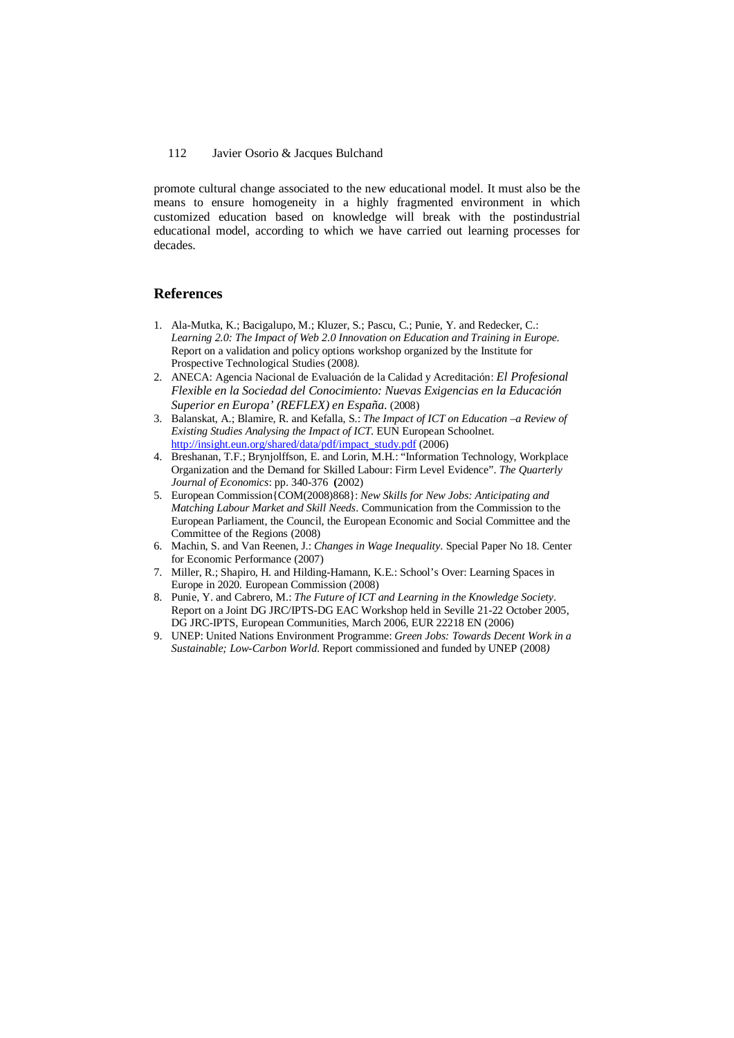promote cultural change associated to the new educational model. It must also be the means to ensure homogeneity in a highly fragmented environment in which customized education based on knowledge will break with the postindustrial educational model, according to which we have carried out learning processes for decades.

## References

1. Ala-Mutka, K.; Bacigalupo, M.; Kluzer, S.; Pascu, C.; Punie, Y. and Redecker, C.: *Learning 2.0: The Impact of Web 2.0 Innovation on Education and Training in Europe.* Report on a validation and policy options workshop organized by the Institute for Prospective Technological Studies (2008).
2. ANECA: Agencia Nacional de Evaluación de la Calidad y Acreditación: *El Profesional Flexible en la Sociedad del Conocimiento: Nuevas Exigencias en la Educación Superior en Europa' (REFLEX) en España.* (2008)
3. Balanskat, A.; Blamire, R. and Kefalla, S.: *The Impact of ICT on Education –a Review of Existing Studies Analysing the Impact of ICT.* EUN European Schoolnet. http://insight.eun.org/shared/data/pdf/impact_study.pdf (2006)
4. Breshanan, T.F.; Brynjolffson, E. and Lorin, M.H.: "Information Technology, Workplace Organization and the Demand for Skilled Labour: Firm Level Evidence". *The Quarterly Journal of Economics*: pp. 340-376 **(**2002)
5. European Commission{COM(2008)868}: *New Skills for New Jobs: Anticipating and Matching Labour Market and Skill Needs*. Communication from the Commission to the European Parliament, the Council, the European Economic and Social Committee and the Committee of the Regions (2008)
6. Machin, S. and Van Reenen, J.: *Changes in Wage Inequality*. Special Paper No 18. Center for Economic Performance (2007)
7. Miller, R.; Shapiro, H. and Hilding-Hamann, K.E.: School's Over: Learning Spaces in Europe in 2020. European Commission (2008)
8. Punie, Y. and Cabrero, M.: *The Future of ICT and Learning in the Knowledge Society*. Report on a Joint DG JRC/IPTS-DG EAC Workshop held in Seville 21-22 October 2005, DG JRC-IPTS, European Communities, March 2006, EUR 22218 EN (2006)
9. UNEP: United Nations Environment Programme: *Green Jobs: Towards Decent Work in a Sustainable; Low-Carbon World*. Report commissioned and funded by UNEP (2008)